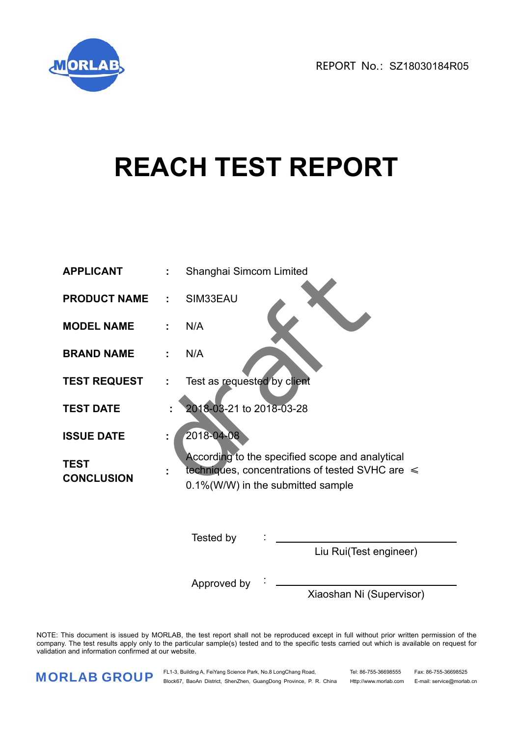MORLAB

REPORT No.: SZ18030184R05

# REACH TEST REPORT

| | | |
|---|---|---|
| **APPLICANT** | : | Shanghai Simcom Limited |
| **PRODUCT NAME** | : | SIM33EAU |
| **MODEL NAME** | : | N/A |
| **BRAND NAME** | : | N/A |
| **TEST REQUEST** | : | Test as requested by client |
| **TEST DATE** | : | 2018-03-21 to 2018-03-28 |
| **ISSUE DATE** | : | 2018-04-08 |
| **TEST CONCLUSION** | : | According to the specified scope and analytical techniques, concentrations of tested SVHC are ≤ 0.1%(W/W) in the submitted sample |

draft

Tested by : ______________________
Liu Rui(Test engineer)

Approved by : ______________________
Xiaoshan Ni (Supervisor)

NOTE: This document is issued by MORLAB, the test report shall not be reproduced except in full without prior written permission of the company. The test results apply only to the particular sample(s) tested and to the specific tests carried out which is available on request for validation and information confirmed at our website.

MORLAB GROUP

FL1-3, Building A, FeiYang Science Park, No.8 LongChang Road, Block67, BaoAn District, ShenZhen, GuangDong Province, P. R. China

Tel: 86-755-36698555 Http://www.morlab.com

Fax: 86-755-36698525 E-mail: service@morlab.cn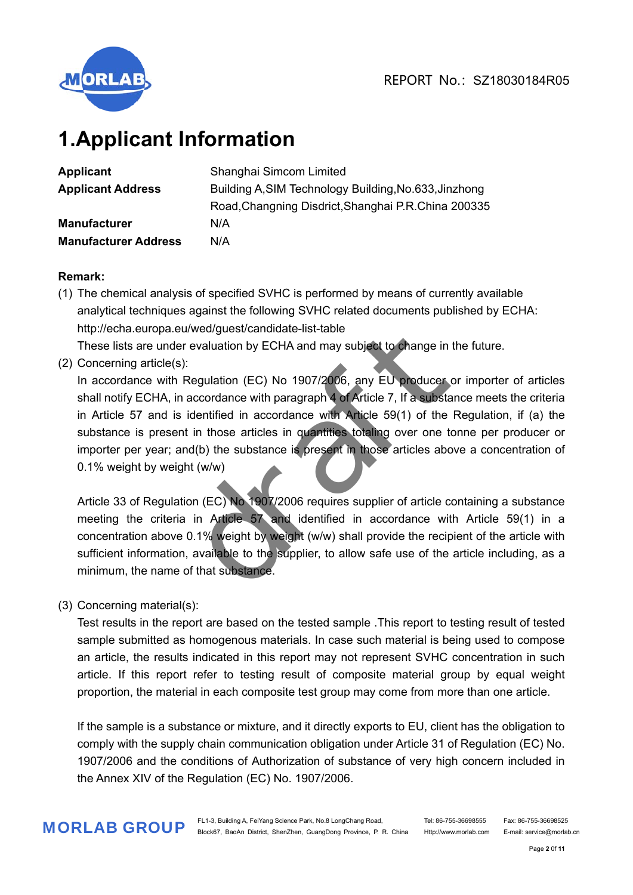# 1.Applicant Information

| | |
|---|---|
| **Applicant** | Shanghai Simcom Limited |
| **Applicant Address** | Building A,SIM Technology Building,No.633,Jinzhong Road,Changning Disdrict,Shanghai P.R.China 200335 |
| **Manufacturer** | N/A |
| **Manufacturer Address** | N/A |

**Remark:**

(1) The chemical analysis of specified SVHC is performed by means of currently available analytical techniques against the following SVHC related documents published by ECHA: http://echa.europa.eu/wed/guest/candidate-list-table
These lists are under evaluation by ECHA and may subject to change in the future.

(2) Concerning article(s):
In accordance with Regulation (EC) No 1907/2006, any EU producer or importer of articles shall notify ECHA, in accordance with paragraph 4 of Article 7, If a substance meets the criteria in Article 57 and is identified in accordance with Article 59(1) of the Regulation, if (a) the substance is present in those articles in quantities totaling over one tonne per producer or importer per year; and(b) the substance is present in those articles above a concentration of 0.1% weight by weight (w/w)

Article 33 of Regulation (EC) No 1907/2006 requires supplier of article containing a substance meeting the criteria in Article 57 and identified in accordance with Article 59(1) in a concentration above 0.1% weight by weight (w/w) shall provide the recipient of the article with sufficient information, available to the supplier, to allow safe use of the article including, as a minimum, the name of that substance.

(3) Concerning material(s):
Test results in the report are based on the tested sample .This report to testing result of tested sample submitted as homogenous materials. In case such material is being used to compose an article, the results indicated in this report may not represent SVHC concentration in such article. If this report refer to testing result of composite material group by equal weight proportion, the material in each composite test group may come from more than one article.

If the sample is a substance or mixture, and it directly exports to EU, client has the obligation to comply with the supply chain communication obligation under Article 31 of Regulation (EC) No. 1907/2006 and the conditions of Authorization of substance of very high concern included in the Annex XIV of the Regulation (EC) No. 1907/2006.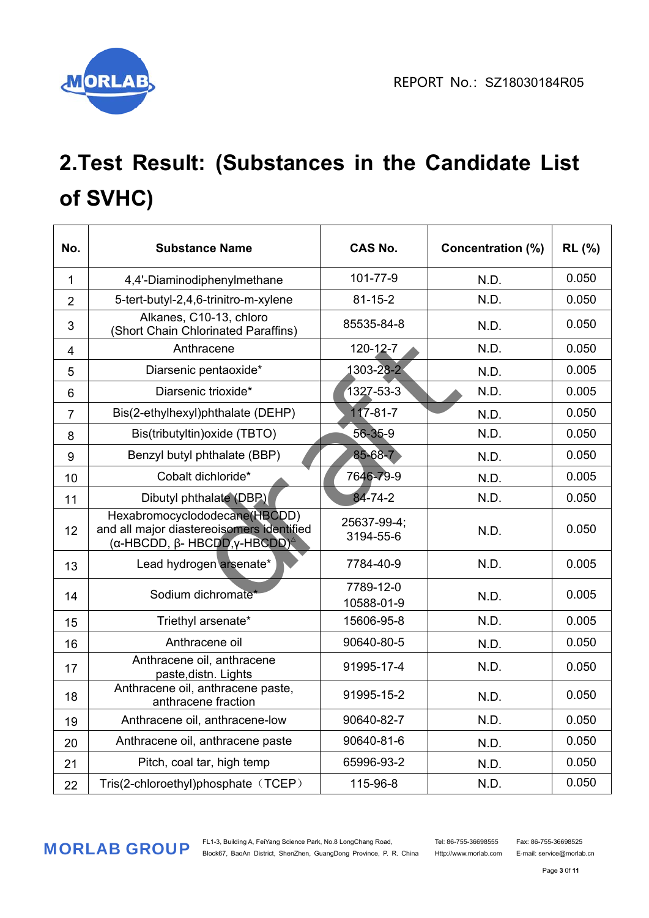# 2.Test Result: (Substances in the Candidate List of SVHC)

| No. | Substance Name | CAS No. | Concentration (%) | RL (%) |
|---|---|---|---|---|
| 1 | 4,4'-Diaminodiphenylmethane | 101-77-9 | N.D. | 0.050 |
| 2 | 5-tert-butyl-2,4,6-trinitro-m-xylene | 81-15-2 | N.D. | 0.050 |
| 3 | Alkanes, C10-13, chloro (Short Chain Chlorinated Paraffins) | 85535-84-8 | N.D. | 0.050 |
| 4 | Anthracene | 120-12-7 | N.D. | 0.050 |
| 5 | Diarsenic pentaoxide* | 1303-28-2 | N.D. | 0.005 |
| 6 | Diarsenic trioxide* | 1327-53-3 | N.D. | 0.005 |
| 7 | Bis(2-ethylhexyl)phthalate (DEHP) | 117-81-7 | N.D. | 0.050 |
| 8 | Bis(tributyltin)oxide (TBTO) | 56-35-9 | N.D. | 0.050 |
| 9 | Benzyl butyl phthalate (BBP) | 85-68-7 | N.D. | 0.050 |
| 10 | Cobalt dichloride* | 7646-79-9 | N.D. | 0.005 |
| 11 | Dibutyl phthalate (DBP) | 84-74-2 | N.D. | 0.050 |
| 12 | Hexabromocyclododecane(HBCDD) and all major diastereoisomers identified (α-HBCDD, β- HBCDD,γ-HBCDD)△ | 25637-99-4; 3194-55-6 | N.D. | 0.050 |
| 13 | Lead hydrogen arsenate* | 7784-40-9 | N.D. | 0.005 |
| 14 | Sodium dichromate* | 7789-12-0 10588-01-9 | N.D. | 0.005 |
| 15 | Triethyl arsenate* | 15606-95-8 | N.D. | 0.005 |
| 16 | Anthracene oil | 90640-80-5 | N.D. | 0.050 |
| 17 | Anthracene oil, anthracene paste,distn. Lights | 91995-17-4 | N.D. | 0.050 |
| 18 | Anthracene oil, anthracene paste, anthracene fraction | 91995-15-2 | N.D. | 0.050 |
| 19 | Anthracene oil, anthracene-low | 90640-82-7 | N.D. | 0.050 |
| 20 | Anthracene oil, anthracene paste | 90640-81-6 | N.D. | 0.050 |
| 21 | Pitch, coal tar, high temp | 65996-93-2 | N.D. | 0.050 |
| 22 | Tris(2-chloroethyl)phosphate（TCEP） | 115-96-8 | N.D. | 0.050 |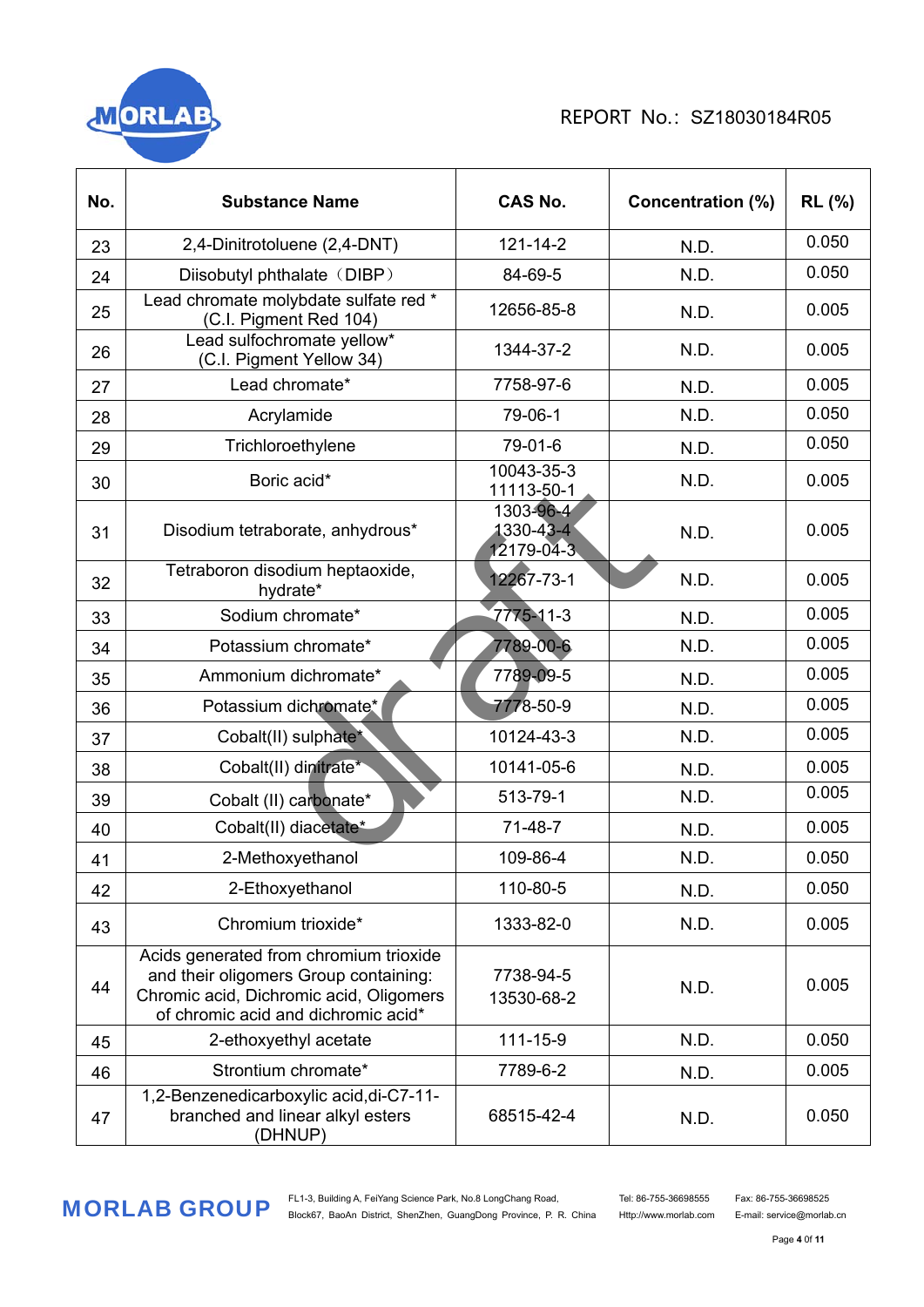REPORT No.: SZ18030184R05

| No. | Substance Name | CAS No. | Concentration (%) | RL (%) |
|---|---|---|---|---|
| 23 | 2,4-Dinitrotoluene (2,4-DNT) | 121-14-2 | N.D. | 0.050 |
| 24 | Diisobutyl phthalate（DIBP） | 84-69-5 | N.D. | 0.050 |
| 25 | Lead chromate molybdate sulfate red * (C.I. Pigment Red 104) | 12656-85-8 | N.D. | 0.005 |
| 26 | Lead sulfochromate yellow* (C.I. Pigment Yellow 34) | 1344-37-2 | N.D. | 0.005 |
| 27 | Lead chromate* | 7758-97-6 | N.D. | 0.005 |
| 28 | Acrylamide | 79-06-1 | N.D. | 0.050 |
| 29 | Trichloroethylene | 79-01-6 | N.D. | 0.050 |
| 30 | Boric acid* | 10043-35-3<br>11113-50-1 | N.D. | 0.005 |
| 31 | Disodium tetraborate, anhydrous* | 1303-96-4<br>1330-43-4<br>12179-04-3 | N.D. | 0.005 |
| 32 | Tetraboron disodium heptaoxide, hydrate* | 12267-73-1 | N.D. | 0.005 |
| 33 | Sodium chromate* | 7775-11-3 | N.D. | 0.005 |
| 34 | Potassium chromate* | 7789-00-6 | N.D. | 0.005 |
| 35 | Ammonium dichromate* | 7789-09-5 | N.D. | 0.005 |
| 36 | Potassium dichromate* | 7778-50-9 | N.D. | 0.005 |
| 37 | Cobalt(II) sulphate* | 10124-43-3 | N.D. | 0.005 |
| 38 | Cobalt(II) dinitrate* | 10141-05-6 | N.D. | 0.005 |
| 39 | Cobalt (II) carbonate* | 513-79-1 | N.D. | 0.005 |
| 40 | Cobalt(II) diacetate* | 71-48-7 | N.D. | 0.005 |
| 41 | 2-Methoxyethanol | 109-86-4 | N.D. | 0.050 |
| 42 | 2-Ethoxyethanol | 110-80-5 | N.D. | 0.050 |
| 43 | Chromium trioxide* | 1333-82-0 | N.D. | 0.005 |
| 44 | Acids generated from chromium trioxide and their oligomers Group containing: Chromic acid, Dichromic acid, Oligomers of chromic acid and dichromic acid* | 7738-94-5<br>13530-68-2 | N.D. | 0.005 |
| 45 | 2-ethoxyethyl acetate | 111-15-9 | N.D. | 0.050 |
| 46 | Strontium chromate* | 7789-6-2 | N.D. | 0.005 |
| 47 | 1,2-Benzenedicarboxylic acid,di-C7-11-branched and linear alkyl esters (DHNUP) | 68515-42-4 | N.D. | 0.050 |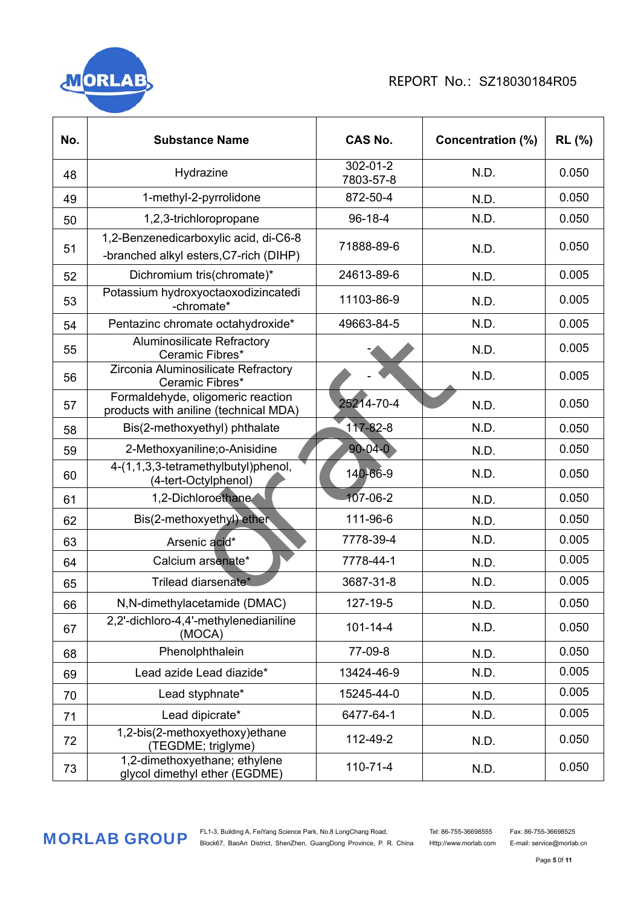REPORT No.: SZ18030184R05

| No. | Substance Name | CAS No. | Concentration (%) | RL (%) |
|---|---|---|---|---|
| 48 | Hydrazine | 302-01-2<br>7803-57-8 | N.D. | 0.050 |
| 49 | 1-methyl-2-pyrrolidone | 872-50-4 | N.D. | 0.050 |
| 50 | 1,2,3-trichloropropane | 96-18-4 | N.D. | 0.050 |
| 51 | 1,2-Benzenedicarboxylic acid, di-C6-8 -branched alkyl esters,C7-rich (DIHP) | 71888-89-6 | N.D. | 0.050 |
| 52 | Dichromium tris(chromate)* | 24613-89-6 | N.D. | 0.005 |
| 53 | Potassium hydroxyoctaoxodizincatedi -chromate* | 11103-86-9 | N.D. | 0.005 |
| 54 | Pentazinc chromate octahydroxide* | 49663-84-5 | N.D. | 0.005 |
| 55 | Aluminosilicate Refractory Ceramic Fibres* | - | N.D. | 0.005 |
| 56 | Zirconia Aluminosilicate Refractory Ceramic Fibres* | - | N.D. | 0.005 |
| 57 | Formaldehyde, oligomeric reaction products with aniline (technical MDA) | 25214-70-4 | N.D. | 0.050 |
| 58 | Bis(2-methoxyethyl) phthalate | 117-82-8 | N.D. | 0.050 |
| 59 | 2-Methoxyaniline;o-Anisidine | 90-04-0 | N.D. | 0.050 |
| 60 | 4-(1,1,3,3-tetramethylbutyl)phenol, (4-tert-Octylphenol) | 140-66-9 | N.D. | 0.050 |
| 61 | 1,2-Dichloroethane | 107-06-2 | N.D. | 0.050 |
| 62 | Bis(2-methoxyethyl) ether | 111-96-6 | N.D. | 0.050 |
| 63 | Arsenic acid* | 7778-39-4 | N.D. | 0.005 |
| 64 | Calcium arsenate* | 7778-44-1 | N.D. | 0.005 |
| 65 | Trilead diarsenate* | 3687-31-8 | N.D. | 0.005 |
| 66 | N,N-dimethylacetamide (DMAC) | 127-19-5 | N.D. | 0.050 |
| 67 | 2,2'-dichloro-4,4'-methylenedianiline (MOCA) | 101-14-4 | N.D. | 0.050 |
| 68 | Phenolphthalein | 77-09-8 | N.D. | 0.050 |
| 69 | Lead azide Lead diazide* | 13424-46-9 | N.D. | 0.005 |
| 70 | Lead styphnate* | 15245-44-0 | N.D. | 0.005 |
| 71 | Lead dipicrate* | 6477-64-1 | N.D. | 0.005 |
| 72 | 1,2-bis(2-methoxyethoxy)ethane (TEGDME; triglyme) | 112-49-2 | N.D. | 0.050 |
| 73 | 1,2-dimethoxyethane; ethylene glycol dimethyl ether (EGDME) | 110-71-4 | N.D. | 0.050 |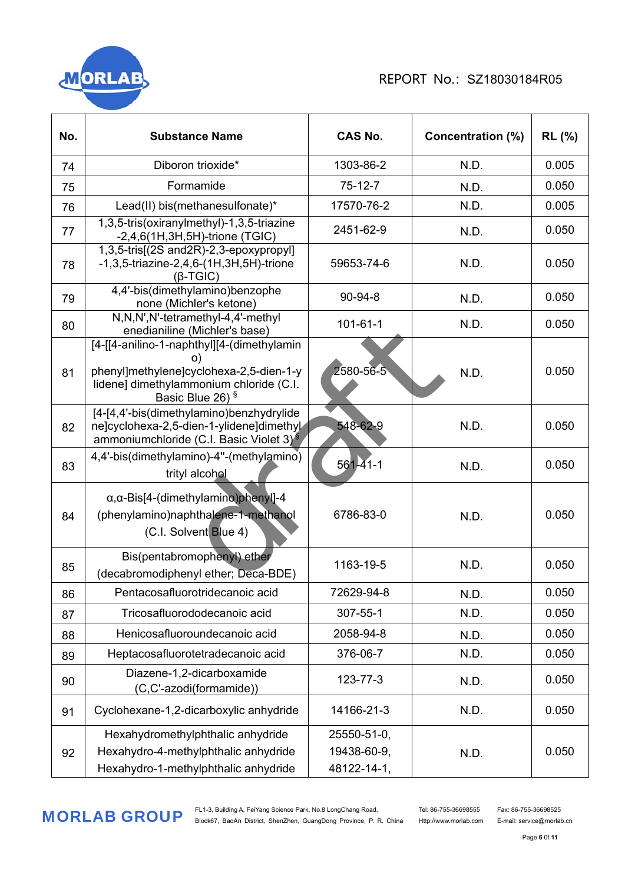| No. | Substance Name | CAS No. | Concentration (%) | RL (%) |
|---|---|---|---|---|
| 74 | Diboron trioxide* | 1303-86-2 | N.D. | 0.005 |
| 75 | Formamide | 75-12-7 | N.D. | 0.050 |
| 76 | Lead(II) bis(methanesulfonate)* | 17570-76-2 | N.D. | 0.005 |
| 77 | 1,3,5-tris(oxiranylmethyl)-1,3,5-triazine -2,4,6(1H,3H,5H)-trione (TGIC) | 2451-62-9 | N.D. | 0.050 |
| 78 | 1,3,5-tris[(2S and2R)-2,3-epoxypropyl] -1,3,5-triazine-2,4,6-(1H,3H,5H)-trione (β-TGIC) | 59653-74-6 | N.D. | 0.050 |
| 79 | 4,4'-bis(dimethylamino)benzophe none (Michler's ketone) | 90-94-8 | N.D. | 0.050 |
| 80 | N,N,N',N'-tetramethyl-4,4'-methyl enedianiline (Michler's base) | 101-61-1 | N.D. | 0.050 |
| 81 | [4-[[4-anilino-1-naphthyl][4-(dimethylamin o) phenyl]methylene]cyclohexa-2,5-dien-1-y lidene] dimethylammonium chloride (C.I. Basic Blue 26) § | 2580-56-5 | N.D. | 0.050 |
| 82 | [4-[4,4'-bis(dimethylamino)benzhydrylide ne]cyclohexa-2,5-dien-1-ylidene]dimethyl ammoniumchloride (C.I. Basic Violet 3) § | 548-62-9 | N.D. | 0.050 |
| 83 | 4,4'-bis(dimethylamino)-4''-(methylamino) trityl alcohol | 561-41-1 | N.D. | 0.050 |
| 84 | α,α-Bis[4-(dimethylamino)phenyl]-4 (phenylamino)naphthalene-1-methanol (C.I. Solvent Blue 4) | 6786-83-0 | N.D. | 0.050 |
| 85 | Bis(pentabromophenyl) ether (decabromodiphenyl ether; Deca-BDE) | 1163-19-5 | N.D. | 0.050 |
| 86 | Pentacosafluorotridecanoic acid | 72629-94-8 | N.D. | 0.050 |
| 87 | Tricosafluorododecanoic acid | 307-55-1 | N.D. | 0.050 |
| 88 | Henicosafluoroundecanoic acid | 2058-94-8 | N.D. | 0.050 |
| 89 | Heptacosafluorotetradecanoic acid | 376-06-7 | N.D. | 0.050 |
| 90 | Diazene-1,2-dicarboxamide (C,C'-azodi(formamide)) | 123-77-3 | N.D. | 0.050 |
| 91 | Cyclohexane-1,2-dicarboxylic anhydride | 14166-21-3 | N.D. | 0.050 |
| 92 | Hexahydromethylphthalic anhydride Hexahydro-4-methylphthalic anhydride Hexahydro-1-methylphthalic anhydride | 25550-51-0, 19438-60-9, 48122-14-1, | N.D. | 0.050 |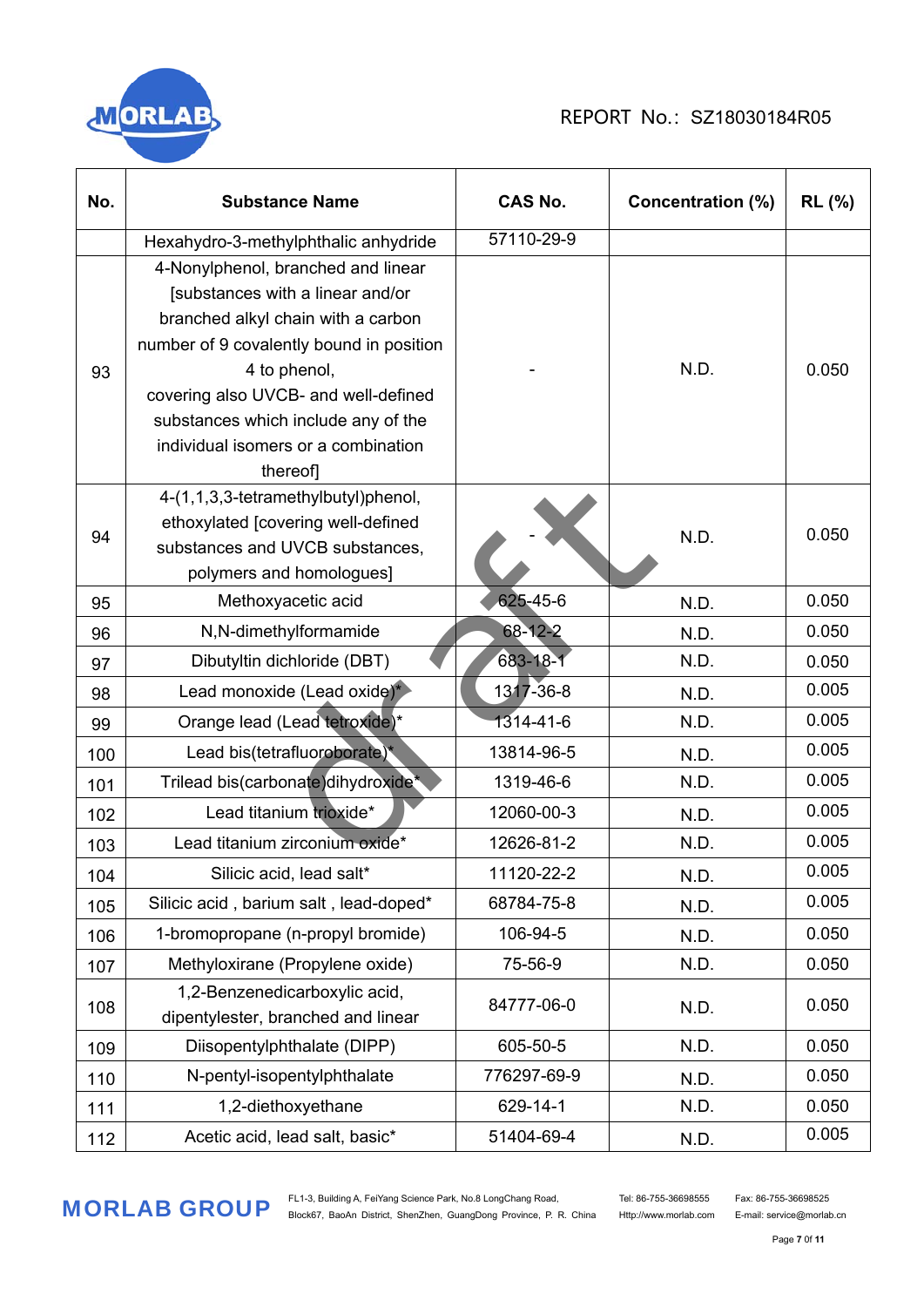| No. | Substance Name | CAS No. | Concentration (%) | RL (%) |
|---|---|---|---|---|
| | Hexahydro-3-methylphthalic anhydride | 57110-29-9 | | |
| 93 | 4-Nonylphenol, branched and linear [substances with a linear and/or branched alkyl chain with a carbon number of 9 covalently bound in position 4 to phenol, covering also UVCB- and well-defined substances which include any of the individual isomers or a combination thereof] | - | N.D. | 0.050 |
| 94 | 4-(1,1,3,3-tetramethylbutyl)phenol, ethoxylated [covering well-defined substances and UVCB substances, polymers and homologues] | - | N.D. | 0.050 |
| 95 | Methoxyacetic acid | 625-45-6 | N.D. | 0.050 |
| 96 | N,N-dimethylformamide | 68-12-2 | N.D. | 0.050 |
| 97 | Dibutyltin dichloride (DBT) | 683-18-1 | N.D. | 0.050 |
| 98 | Lead monoxide (Lead oxide)* | 1317-36-8 | N.D. | 0.005 |
| 99 | Orange lead (Lead tetroxide)* | 1314-41-6 | N.D. | 0.005 |
| 100 | Lead bis(tetrafluoroborate)* | 13814-96-5 | N.D. | 0.005 |
| 101 | Trilead bis(carbonate)dihydroxide* | 1319-46-6 | N.D. | 0.005 |
| 102 | Lead titanium trioxide* | 12060-00-3 | N.D. | 0.005 |
| 103 | Lead titanium zirconium oxide* | 12626-81-2 | N.D. | 0.005 |
| 104 | Silicic acid, lead salt* | 11120-22-2 | N.D. | 0.005 |
| 105 | Silicic acid , barium salt , lead-doped* | 68784-75-8 | N.D. | 0.005 |
| 106 | 1-bromopropane (n-propyl bromide) | 106-94-5 | N.D. | 0.050 |
| 107 | Methyloxirane (Propylene oxide) | 75-56-9 | N.D. | 0.050 |
| 108 | 1,2-Benzenedicarboxylic acid, dipentylester, branched and linear | 84777-06-0 | N.D. | 0.050 |
| 109 | Diisopentylphthalate (DIPP) | 605-50-5 | N.D. | 0.050 |
| 110 | N-pentyl-isopentylphthalate | 776297-69-9 | N.D. | 0.050 |
| 111 | 1,2-diethoxyethane | 629-14-1 | N.D. | 0.050 |
| 112 | Acetic acid, lead salt, basic* | 51404-69-4 | N.D. | 0.005 |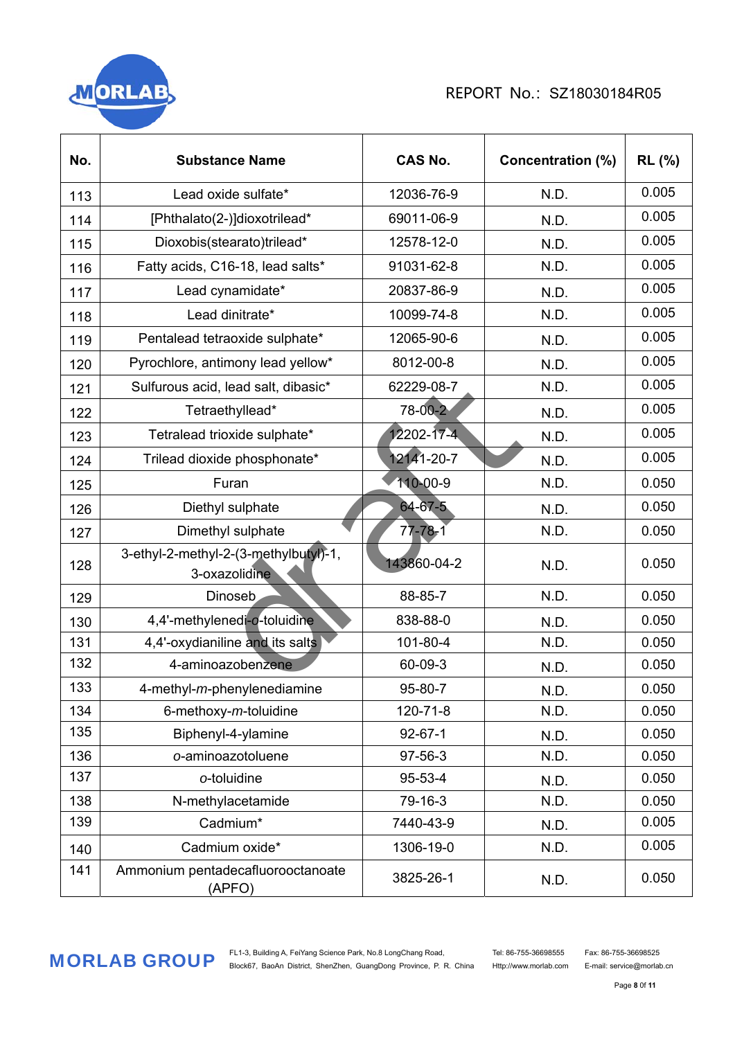| No. | Substance Name | CAS No. | Concentration (%) | RL (%) |
|---|---|---|---|---|
| 113 | Lead oxide sulfate* | 12036-76-9 | N.D. | 0.005 |
| 114 | [Phthalato(2-)]dioxotrilead* | 69011-06-9 | N.D. | 0.005 |
| 115 | Dioxobis(stearato)trilead* | 12578-12-0 | N.D. | 0.005 |
| 116 | Fatty acids, C16-18, lead salts* | 91031-62-8 | N.D. | 0.005 |
| 117 | Lead cynamidate* | 20837-86-9 | N.D. | 0.005 |
| 118 | Lead dinitrate* | 10099-74-8 | N.D. | 0.005 |
| 119 | Pentalead tetraoxide sulphate* | 12065-90-6 | N.D. | 0.005 |
| 120 | Pyrochlore, antimony lead yellow* | 8012-00-8 | N.D. | 0.005 |
| 121 | Sulfurous acid, lead salt, dibasic* | 62229-08-7 | N.D. | 0.005 |
| 122 | Tetraethyllead* | 78-00-2 | N.D. | 0.005 |
| 123 | Tetralead trioxide sulphate* | 12202-17-4 | N.D. | 0.005 |
| 124 | Trilead dioxide phosphonate* | 12141-20-7 | N.D. | 0.005 |
| 125 | Furan | 110-00-9 | N.D. | 0.050 |
| 126 | Diethyl sulphate | 64-67-5 | N.D. | 0.050 |
| 127 | Dimethyl sulphate | 77-78-1 | N.D. | 0.050 |
| 128 | 3-ethyl-2-methyl-2-(3-methylbutyl)-1, 3-oxazolidine | 143860-04-2 | N.D. | 0.050 |
| 129 | Dinoseb | 88-85-7 | N.D. | 0.050 |
| 130 | 4,4'-methylenedi-*o*-toluidine | 838-88-0 | N.D. | 0.050 |
| 131 | 4,4'-oxydianiline and its salts | 101-80-4 | N.D. | 0.050 |
| 132 | 4-aminoazobenzene | 60-09-3 | N.D. | 0.050 |
| 133 | 4-methyl-*m*-phenylenediamine | 95-80-7 | N.D. | 0.050 |
| 134 | 6-methoxy-*m*-toluidine | 120-71-8 | N.D. | 0.050 |
| 135 | Biphenyl-4-ylamine | 92-67-1 | N.D. | 0.050 |
| 136 | *o*-aminoazotoluene | 97-56-3 | N.D. | 0.050 |
| 137 | *o*-toluidine | 95-53-4 | N.D. | 0.050 |
| 138 | N-methylacetamide | 79-16-3 | N.D. | 0.050 |
| 139 | Cadmium* | 7440-43-9 | N.D. | 0.005 |
| 140 | Cadmium oxide* | 1306-19-0 | N.D. | 0.005 |
| 141 | Ammonium pentadecafluorooctanoate (APFO) | 3825-26-1 | N.D. | 0.050 |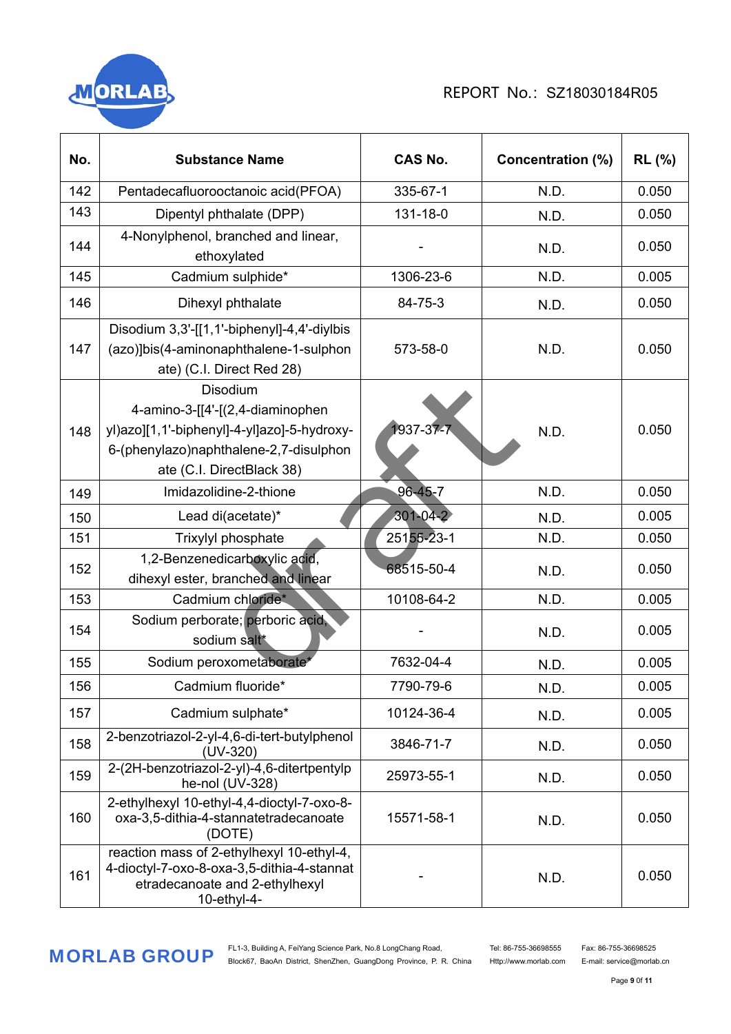| No. | Substance Name | CAS No. | Concentration (%) | RL (%) |
|---|---|---|---|---|
| 142 | Pentadecafluorooctanoic acid(PFOA) | 335-67-1 | N.D. | 0.050 |
| 143 | Dipentyl phthalate (DPP) | 131-18-0 | N.D. | 0.050 |
| 144 | 4-Nonylphenol, branched and linear, ethoxylated | - | N.D. | 0.050 |
| 145 | Cadmium sulphide* | 1306-23-6 | N.D. | 0.005 |
| 146 | Dihexyl phthalate | 84-75-3 | N.D. | 0.050 |
| 147 | Disodium 3,3'-[[1,1'-biphenyl]-4,4'-diylbis (azo)]bis(4-aminonaphthalene-1-sulphonate) (C.I. Direct Red 28) | 573-58-0 | N.D. | 0.050 |
| 148 | Disodium 4-amino-3-[[4'-[(2,4-diaminophenyl)azo][1,1'-biphenyl]-4-yl]azo]-5-hydroxy-6-(phenylazo)naphthalene-2,7-disulphonate (C.I. DirectBlack 38) | 1937-37-7 | N.D. | 0.050 |
| 149 | Imidazolidine-2-thione | 96-45-7 | N.D. | 0.050 |
| 150 | Lead di(acetate)* | 301-04-2 | N.D. | 0.005 |
| 151 | Trixylyl phosphate | 25155-23-1 | N.D. | 0.050 |
| 152 | 1,2-Benzenedicarboxylic acid, dihexyl ester, branched and linear | 68515-50-4 | N.D. | 0.050 |
| 153 | Cadmium chloride* | 10108-64-2 | N.D. | 0.005 |
| 154 | Sodium perborate; perboric acid, sodium salt* | - | N.D. | 0.005 |
| 155 | Sodium peroxometaborate* | 7632-04-4 | N.D. | 0.005 |
| 156 | Cadmium fluoride* | 7790-79-6 | N.D. | 0.005 |
| 157 | Cadmium sulphate* | 10124-36-4 | N.D. | 0.005 |
| 158 | 2-benzotriazol-2-yl-4,6-di-tert-butylphenol (UV-320) | 3846-71-7 | N.D. | 0.050 |
| 159 | 2-(2H-benzotriazol-2-yl)-4,6-ditertpentylphe-nol (UV-328) | 25973-55-1 | N.D. | 0.050 |
| 160 | 2-ethylhexyl 10-ethyl-4,4-dioctyl-7-oxo-8-oxa-3,5-dithia-4-stannatetradecanoate (DOTE) | 15571-58-1 | N.D. | 0.050 |
| 161 | reaction mass of 2-ethylhexyl 10-ethyl-4, 4-dioctyl-7-oxo-8-oxa-3,5-dithia-4-stannatetradecanoate and 2-ethylhexyl 10-ethyl-4- | - | N.D. | 0.050 |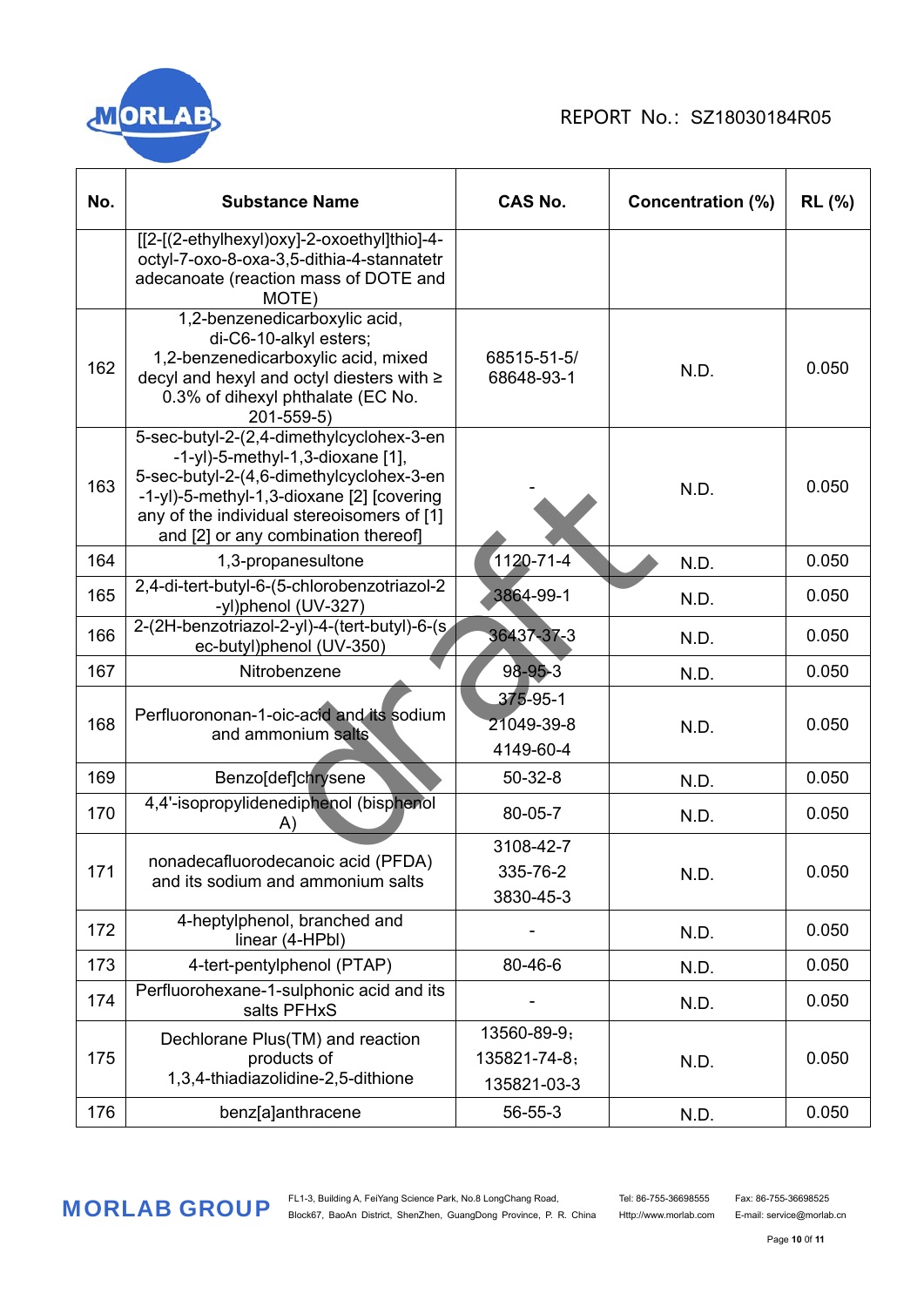| No. | Substance Name | CAS No. | Concentration (%) | RL (%) |
|---|---|---|---|---|
| | [[2-[(2-ethylhexyl)oxy]-2-oxoethyl]thio]-4-octyl-7-oxo-8-oxa-3,5-dithia-4-stannatetradecanoate (reaction mass of DOTE and MOTE) | | | |
| 162 | 1,2-benzenedicarboxylic acid, di-C6-10-alkyl esters; 1,2-benzenedicarboxylic acid, mixed decyl and hexyl and octyl diesters with ≥ 0.3% of dihexyl phthalate (EC No. 201-559-5) | 68515-51-5/ 68648-93-1 | N.D. | 0.050 |
| 163 | 5-sec-butyl-2-(2,4-dimethylcyclohex-3-en-1-yl)-5-methyl-1,3-dioxane [1], 5-sec-butyl-2-(4,6-dimethylcyclohex-3-en-1-yl)-5-methyl-1,3-dioxane [2] [covering any of the individual stereoisomers of [1] and [2] or any combination thereof] | - | N.D. | 0.050 |
| 164 | 1,3-propanesultone | 1120-71-4 | N.D. | 0.050 |
| 165 | 2,4-di-tert-butyl-6-(5-chlorobenzotriazol-2-yl)phenol (UV-327) | 3864-99-1 | N.D. | 0.050 |
| 166 | 2-(2H-benzotriazol-2-yl)-4-(tert-butyl)-6-(sec-butyl)phenol (UV-350) | 36437-37-3 | N.D. | 0.050 |
| 167 | Nitrobenzene | 98-95-3 | N.D. | 0.050 |
| 168 | Perfluorononan-1-oic-acid and its sodium and ammonium salts | 375-95-1<br>21049-39-8<br>4149-60-4 | N.D. | 0.050 |
| 169 | Benzo[def]chrysene | 50-32-8 | N.D. | 0.050 |
| 170 | 4,4'-isopropylidenediphenol (bisphenol A) | 80-05-7 | N.D. | 0.050 |
| 171 | nonadecafluorodecanoic acid (PFDA) and its sodium and ammonium salts | 3108-42-7<br>335-76-2<br>3830-45-3 | N.D. | 0.050 |
| 172 | 4-heptylphenol, branched and linear (4-HPbl) | - | N.D. | 0.050 |
| 173 | 4-tert-pentylphenol (PTAP) | 80-46-6 | N.D. | 0.050 |
| 174 | Perfluorohexane-1-sulphonic acid and its salts PFHxS | - | N.D. | 0.050 |
| 175 | Dechlorane Plus(TM) and reaction products of 1,3,4-thiadiazolidine-2,5-dithione | 13560-89-9;<br>135821-74-8;<br>135821-03-3 | N.D. | 0.050 |
| 176 | benz[a]anthracene | 56-55-3 | N.D. | 0.050 |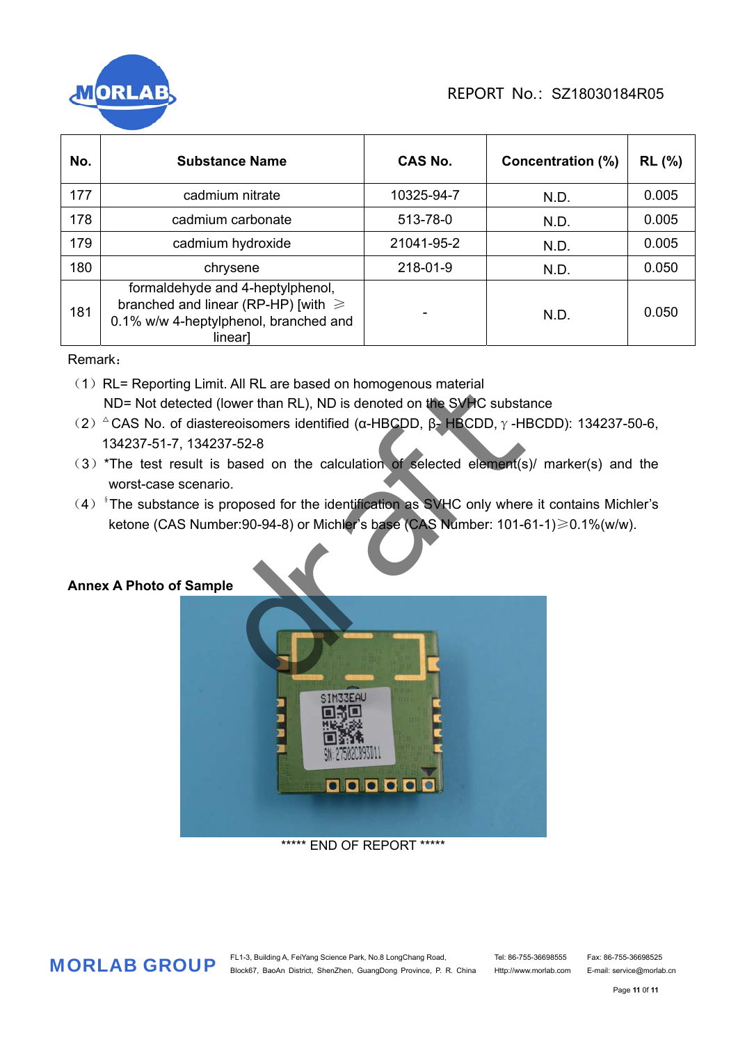| No. | Substance Name | CAS No. | Concentration (%) | RL (%) |
|---|---|---|---|---|
| 177 | cadmium nitrate | 10325-94-7 | N.D. | 0.005 |
| 178 | cadmium carbonate | 513-78-0 | N.D. | 0.005 |
| 179 | cadmium hydroxide | 21041-95-2 | N.D. | 0.005 |
| 180 | chrysene | 218-01-9 | N.D. | 0.050 |
| 181 | formaldehyde and 4-heptylphenol, branched and linear (RP-HP) [with ≥ 0.1% w/w 4-heptylphenol, branched and linear] | - | N.D. | 0.050 |

Remark：

（1）RL= Reporting Limit. All RL are based on homogenous material
ND= Not detected (lower than RL), ND is denoted on the SVHC substance

（2）△CAS No. of diastereoisomers identified (α-HBCDD, β- HBCDD, γ -HBCDD): 134237-50-6, 134237-51-7, 134237-52-8

（3）*The test result is based on the calculation of selected element(s)/ marker(s) and the worst-case scenario.

（4）§The substance is proposed for the identification as SVHC only where it contains Michler's ketone (CAS Number:90-94-8) or Michler's base (CAS Number: 101-61-1)≥0.1%(w/w).

**Annex A Photo of Sample**

***** END OF REPORT *****